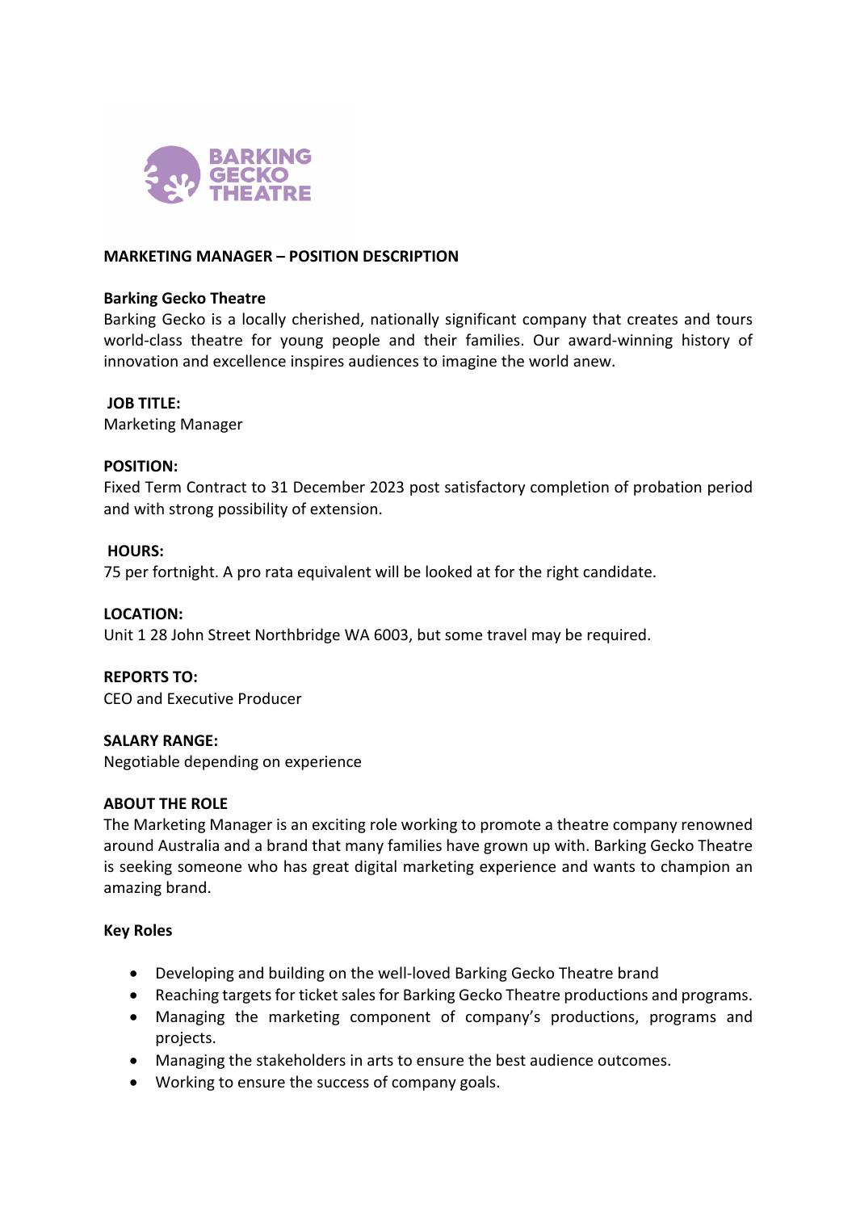BARKING GECKO THEATRE

# MARKETING MANAGER – POSITION DESCRIPTION

**Barking Gecko Theatre**

Barking Gecko is a locally cherished, nationally significant company that creates and tours world-class theatre for young people and their families. Our award-winning history of innovation and excellence inspires audiences to imagine the world anew.

**JOB TITLE:**

Marketing Manager

**POSITION:**

Fixed Term Contract to 31 December 2023 post satisfactory completion of probation period and with strong possibility of extension.

**HOURS:**

75 per fortnight. A pro rata equivalent will be looked at for the right candidate.

**LOCATION:**

Unit 1 28 John Street Northbridge WA 6003, but some travel may be required.

**REPORTS TO:**

CEO and Executive Producer

**SALARY RANGE:**

Negotiable depending on experience

**ABOUT THE ROLE**

The Marketing Manager is an exciting role working to promote a theatre company renowned around Australia and a brand that many families have grown up with. Barking Gecko Theatre is seeking someone who has great digital marketing experience and wants to champion an amazing brand.

**Key Roles**

- Developing and building on the well-loved Barking Gecko Theatre brand
- Reaching targets for ticket sales for Barking Gecko Theatre productions and programs.
- Managing the marketing component of company's productions, programs and projects.
- Managing the stakeholders in arts to ensure the best audience outcomes.
- Working to ensure the success of company goals.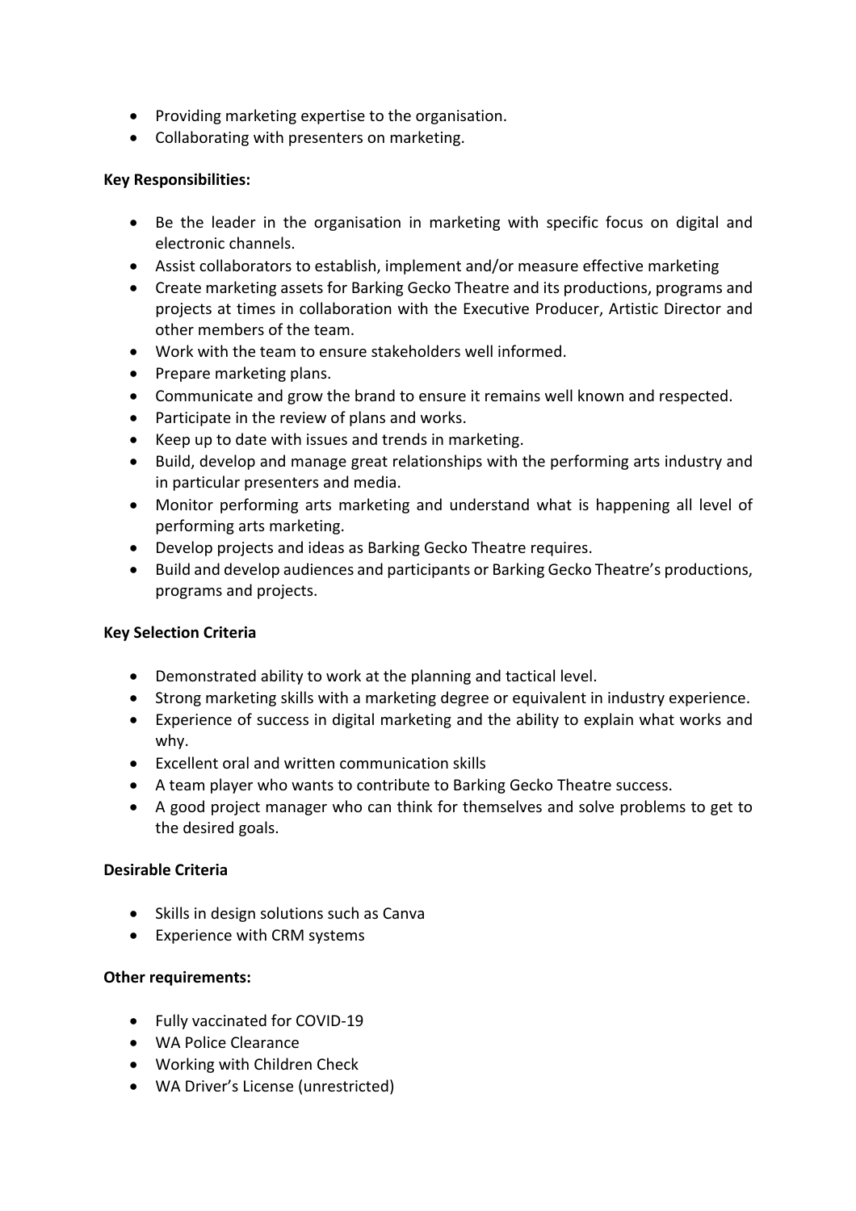- Providing marketing expertise to the organisation.
- Collaborating with presenters on marketing.

**Key Responsibilities:**

- Be the leader in the organisation in marketing with specific focus on digital and electronic channels.
- Assist collaborators to establish, implement and/or measure effective marketing
- Create marketing assets for Barking Gecko Theatre and its productions, programs and projects at times in collaboration with the Executive Producer, Artistic Director and other members of the team.
- Work with the team to ensure stakeholders well informed.
- Prepare marketing plans.
- Communicate and grow the brand to ensure it remains well known and respected.
- Participate in the review of plans and works.
- Keep up to date with issues and trends in marketing.
- Build, develop and manage great relationships with the performing arts industry and in particular presenters and media.
- Monitor performing arts marketing and understand what is happening all level of performing arts marketing.
- Develop projects and ideas as Barking Gecko Theatre requires.
- Build and develop audiences and participants or Barking Gecko Theatre's productions, programs and projects.

**Key Selection Criteria**

- Demonstrated ability to work at the planning and tactical level.
- Strong marketing skills with a marketing degree or equivalent in industry experience.
- Experience of success in digital marketing and the ability to explain what works and why.
- Excellent oral and written communication skills
- A team player who wants to contribute to Barking Gecko Theatre success.
- A good project manager who can think for themselves and solve problems to get to the desired goals.

**Desirable Criteria**

- Skills in design solutions such as Canva
- Experience with CRM systems

**Other requirements:**

- Fully vaccinated for COVID-19
- WA Police Clearance
- Working with Children Check
- WA Driver's License (unrestricted)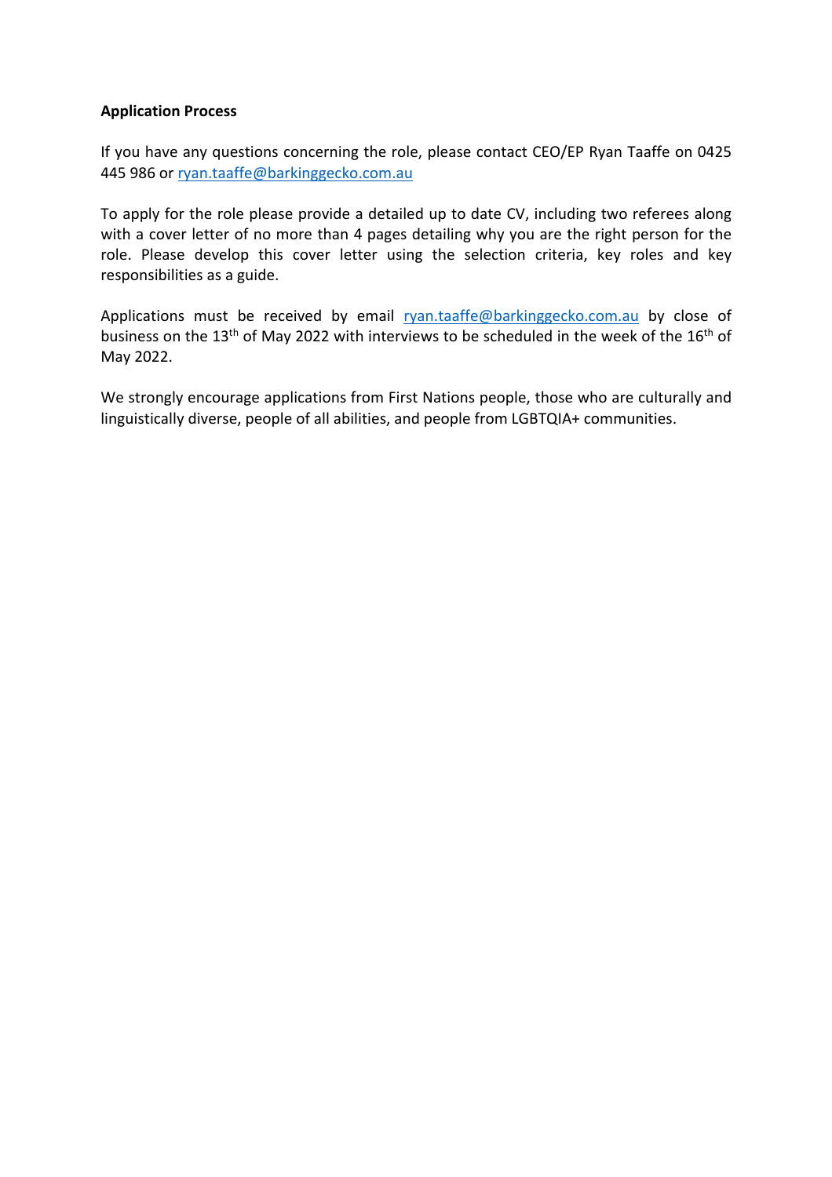**Application Process**

If you have any questions concerning the role, please contact CEO/EP Ryan Taaffe on 0425 445 986 or ryan.taaffe@barkinggecko.com.au

To apply for the role please provide a detailed up to date CV, including two referees along with a cover letter of no more than 4 pages detailing why you are the right person for the role. Please develop this cover letter using the selection criteria, key roles and key responsibilities as a guide.

Applications must be received by email ryan.taaffe@barkinggecko.com.au by close of business on the 13th of May 2022 with interviews to be scheduled in the week of the 16th of May 2022.

We strongly encourage applications from First Nations people, those who are culturally and linguistically diverse, people of all abilities, and people from LGBTQIA+ communities.